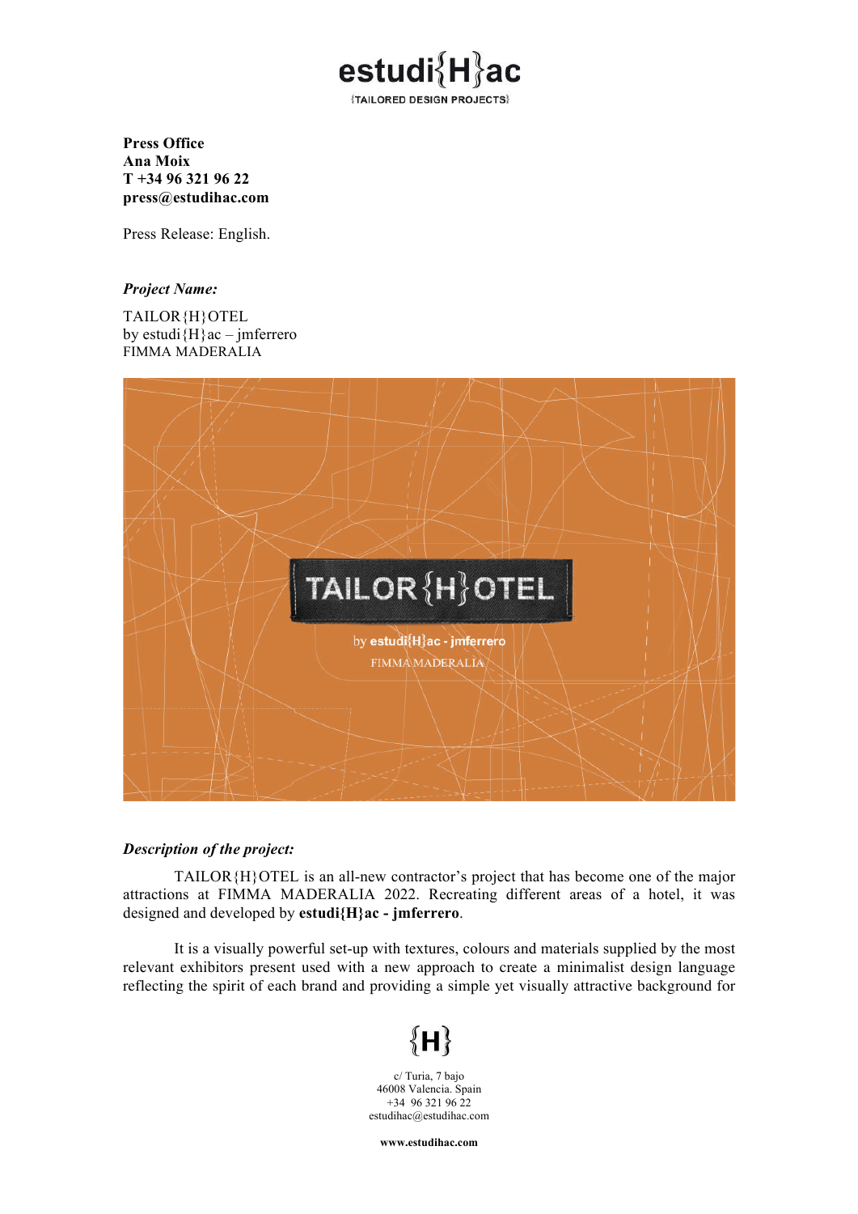estudi{H}ac

{TAILORED DESIGN PROJECTS}

**Press Office**
**Ana Moix**
**T +34 96 321 96 22**
**press@estudihac.com**

Press Release: English.

***Project Name:***

TAILOR{H}OTEL
by estudi{H}ac – jmferrero
FIMMA MADERALIA

TAILOR{H}OTEL
by estudi{H}ac - jmferrero
FIMMA MADERALIA

***Description of the project:***

TAILOR{H}OTEL is an all-new contractor's project that has become one of the major attractions at FIMMA MADERALIA 2022. Recreating different areas of a hotel, it was designed and developed by **estudi{H}ac - jmferrero**.

It is a visually powerful set-up with textures, colours and materials supplied by the most relevant exhibitors present used with a new approach to create a minimalist design language reflecting the spirit of each brand and providing a simple yet visually attractive background for

{H}

c/ Turia, 7 bajo
46008 Valencia. Spain
+34 96 321 96 22
estudihac@estudihac.com

**www.estudihac.com**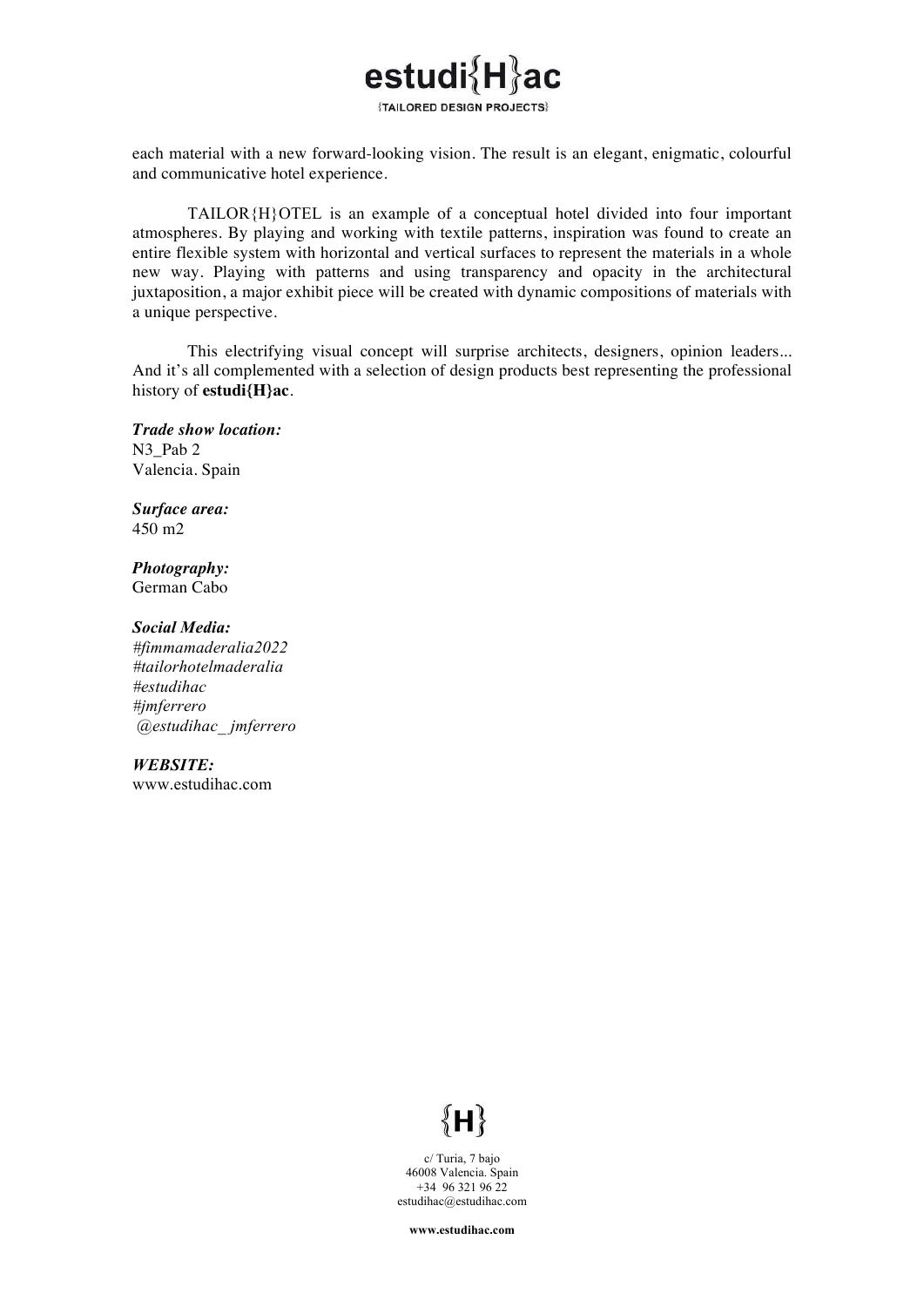each material with a new forward-looking vision. The result is an elegant, enigmatic, colourful and communicative hotel experience.

TAILOR{H}OTEL is an example of a conceptual hotel divided into four important atmospheres. By playing and working with textile patterns, inspiration was found to create an entire flexible system with horizontal and vertical surfaces to represent the materials in a whole new way. Playing with patterns and using transparency and opacity in the architectural juxtaposition, a major exhibit piece will be created with dynamic compositions of materials with a unique perspective.

This electrifying visual concept will surprise architects, designers, opinion leaders... And it's all complemented with a selection of design products best representing the professional history of **estudi{H}ac**.

***Trade show location:***
N3_Pab 2
Valencia. Spain

***Surface area:***
450 m2

***Photography:***
German Cabo

***Social Media:***
*#fimmamaderalia2022*
*#tailorhotelmaderalia*
*#estudihac*
*#jmferrero*
*@estudihac_ jmferrero*

***WEBSITE:***
www.estudihac.com

c/ Turia, 7 bajo
46008 Valencia. Spain
+34 96 321 96 22
estudihac@estudihac.com

**www.estudihac.com**